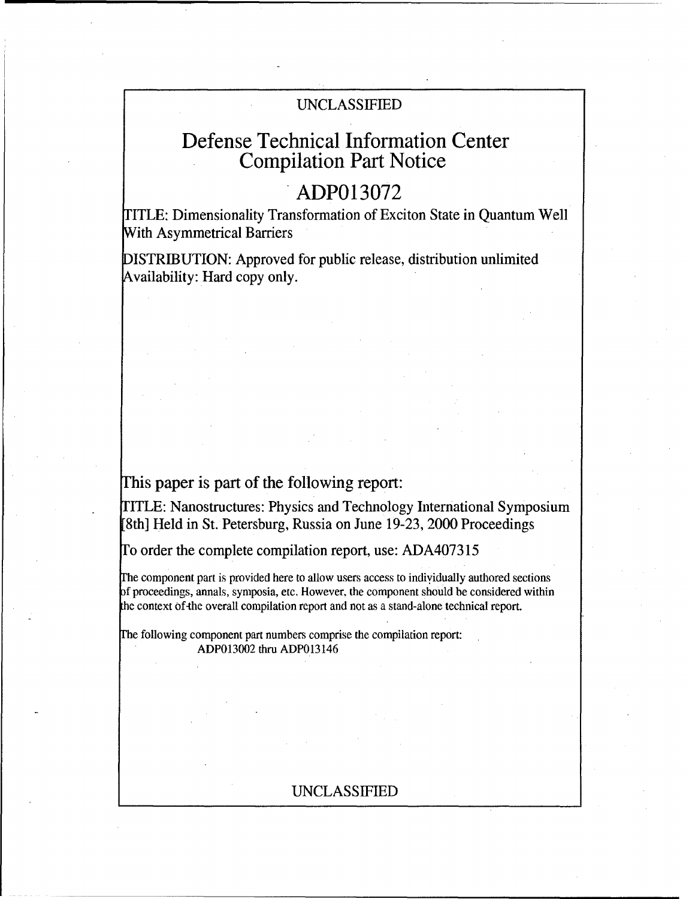UNCLASSIFIED

# Defense Technical Information Center Compilation Part Notice

# ADP013072

TITLE: Dimensionality Transformation of Exciton State in Quantum Well With Asymmetrical Barriers

DISTRIBUTION: Approved for public release, distribution unlimited
Availability: Hard copy only.

## This paper is part of the following report:

TITLE: Nanostructures: Physics and Technology International Symposium [8th] Held in St. Petersburg, Russia on June 19-23, 2000 Proceedings

To order the complete compilation report, use: ADA407315

The component part is provided here to allow users access to individually authored sections of proceedings, annals, symposia, etc. However, the component should be considered within the context of the overall compilation report and not as a stand-alone technical report.

The following component part numbers comprise the compilation report:
ADP013002 thru ADP013146

UNCLASSIFIED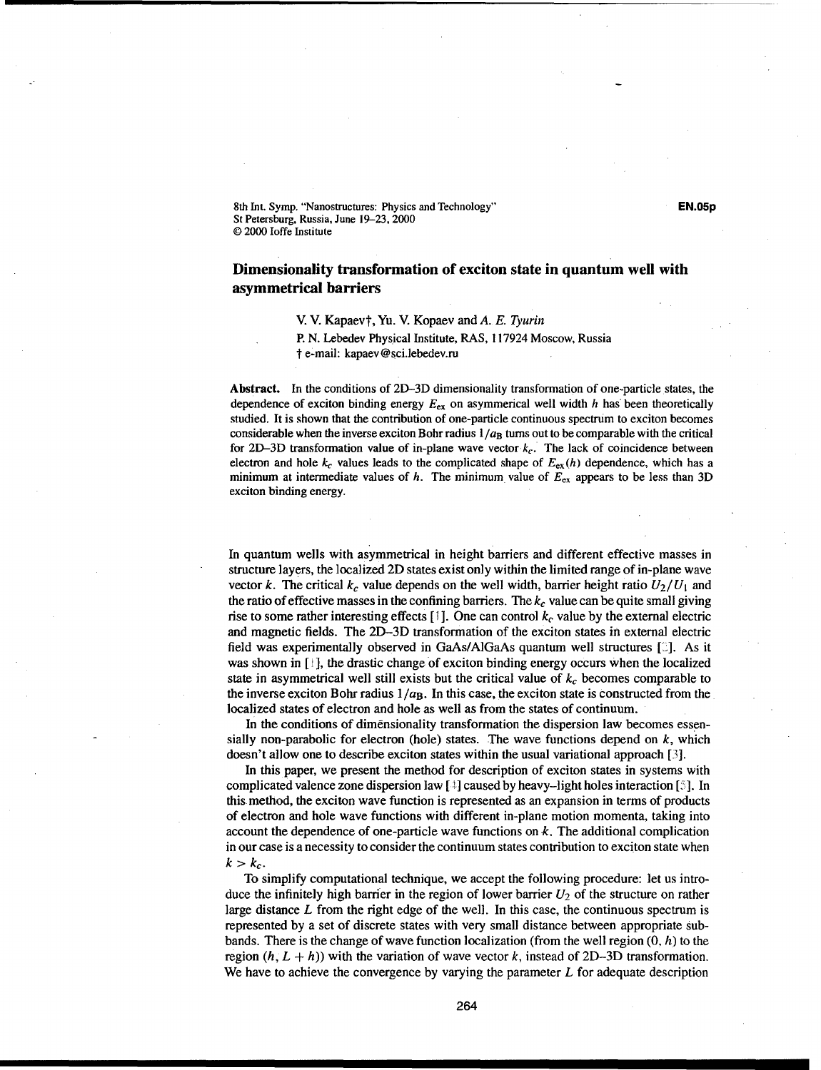# Dimensionality transformation of exciton state in quantum well with asymmetrical barriers

V. V. Kapaev†, Yu. V. Kopaev and *A. E. Tyurin*

P. N. Lebedev Physical Institute, RAS, 117924 Moscow, Russia

† e-mail: kapaev@sci.lebedev.ru

**Abstract.** In the conditions of 2D–3D dimensionality transformation of one-particle states, the dependence of exciton binding energy $E_{ex}$ on asymmerical well width $h$ has been theoretically studied. It is shown that the contribution of one-particle continuous spectrum to exciton becomes considerable when the inverse exciton Bohr radius $1/a_B$ turns out to be comparable with the critical for 2D–3D transformation value of in-plane wave vector $k_c$. The lack of coincidence between electron and hole $k_c$ values leads to the complicated shape of $E_{ex}(h)$ dependence, which has a minimum at intermediate values of $h$. The minimum value of $E_{ex}$ appears to be less than 3D exciton binding energy.

In quantum wells with asymmetrical in height barriers and different effective masses in structure layers, the localized 2D states exist only within the limited range of in-plane wave vector $k$. The critical $k_c$ value depends on the well width, barrier height ratio $U_2/U_1$ and the ratio of effective masses in the confining barriers. The $k_c$ value can be quite small giving rise to some rather interesting effects [1]. One can control $k_c$ value by the external electric and magnetic fields. The 2D–3D transformation of the exciton states in external electric field was experimentally observed in GaAs/AlGaAs quantum well structures [2]. As it was shown in [1], the drastic change of exciton binding energy occurs when the localized state in asymmetrical well still exists but the critical value of $k_c$ becomes comparable to the inverse exciton Bohr radius $1/a_B$. In this case, the exciton state is constructed from the localized states of electron and hole as well as from the states of continuum.

In the conditions of dimensionality transformation the dispersion law becomes essensially non-parabolic for electron (hole) states. The wave functions depend on $k$, which doesn't allow one to describe exciton states within the usual variational approach [3].

In this paper, we present the method for description of exciton states in systems with complicated valence zone dispersion law [4] caused by heavy–light holes interaction [5]. In this method, the exciton wave function is represented as an expansion in terms of products of electron and hole wave functions with different in-plane motion momenta, taking into account the dependence of one-particle wave functions on $k$. The additional complication in our case is a necessity to consider the continuum states contribution to exciton state when $k > k_c$.

To simplify computational technique, we accept the following procedure: let us introduce the infinitely high barrier in the region of lower barrier $U_2$ of the structure on rather large distance $L$ from the right edge of the well. In this case, the continuous spectrum is represented by a set of discrete states with very small distance between appropriate subbands. There is the change of wave function localization (from the well region $(0, h)$ to the region $(h, L + h)$) with the variation of wave vector $k$, instead of 2D–3D transformation. We have to achieve the convergence by varying the parameter $L$ for adequate description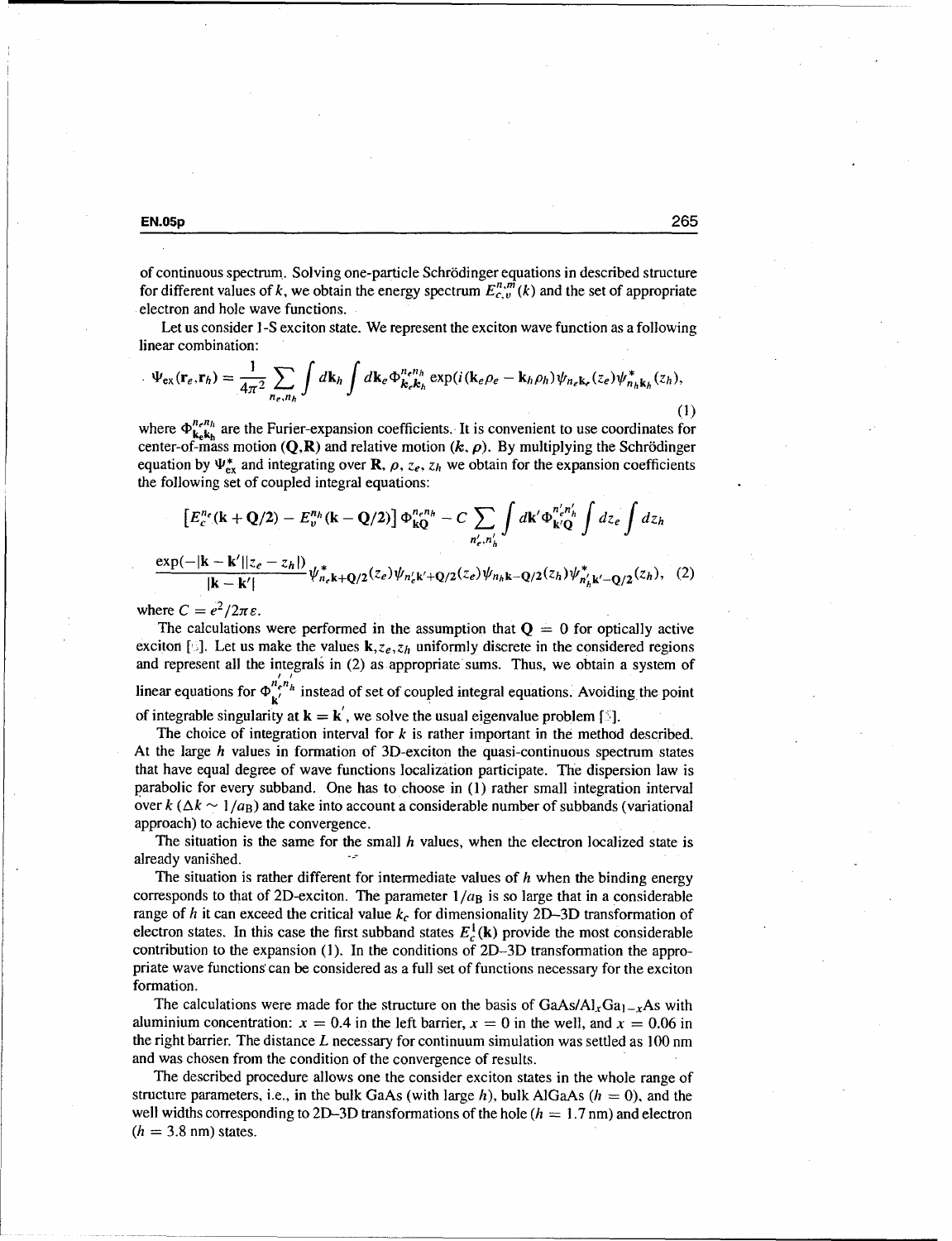of continuous spectrum. Solving one-particle Schrödinger equations in described structure for different values of $k$, we obtain the energy spectrum $E_{c,v}^{n,m}(k)$ and the set of appropriate electron and hole wave functions.

Let us consider 1-S exciton state. We represent the exciton wave function as a following linear combination:

$$\Psi_{\text{ex}}(\mathbf{r}_e, \mathbf{r}_h) = \frac{1}{4\pi^2} \sum_{n_e, n_h} \int d\mathbf{k}_h \int d\mathbf{k}_e \Phi_{\mathbf{k}_e \mathbf{k}_h}^{n_e n_h} \exp(i(\mathbf{k}_e \rho_e - \mathbf{k}_h \rho_h)) \psi_{n_e \mathbf{k}_e}(z_e) \psi_{n_h \mathbf{k}_h}^*(z_h), \tag{1}$$

where $\Phi_{\mathbf{k}_e \mathbf{k}_h}^{n_e n_h}$ are the Furier-expansion coefficients. It is convenient to use coordinates for center-of-mass motion $(\mathbf{Q}, \mathbf{R})$ and relative motion $(k, \rho)$. By multiplying the Schrödinger equation by $\Psi_{\text{ex}}^*$ and integrating over $\mathbf{R}$, $\rho$, $z_e$, $z_h$ we obtain for the expansion coefficients the following set of coupled integral equations:

$$\left[E_c^{n_e}(\mathbf{k} + \mathbf{Q}/2) - E_v^{n_h}(\mathbf{k} - \mathbf{Q}/2)\right] \Phi_{\mathbf{kQ}}^{n_e n_h} - C \sum_{n_e', n_h'} \int d\mathbf{k}' \Phi_{\mathbf{k}'\mathbf{Q}}^{n_e' n_h'} \int dz_e \int dz_h$$

$$\frac{\exp(-|\mathbf{k} - \mathbf{k}'||z_e - z_h|)}{|\mathbf{k} - \mathbf{k}'|} \psi_{n_e \mathbf{k}+\mathbf{Q}/2}^*(z_e) \psi_{n_e' \mathbf{k}'+\mathbf{Q}/2}(z_e) \psi_{n_h \mathbf{k}-\mathbf{Q}/2}(z_h) \psi_{n_h' \mathbf{k}'-\mathbf{Q}/2}^*(z_h), \tag{2}$$

where $C = e^2/2\pi\varepsilon$.

The calculations were performed in the assumption that $\mathbf{Q} = 0$ for optically active exciton [ ]. Let us make the values $\mathbf{k}, z_e, z_h$ uniformly discrete in the considered regions and represent all the integrals in (2) as appropriate sums. Thus, we obtain a system of linear equations for $\Phi_{\mathbf{k}'}^{n_e' n_h'}$ instead of set of coupled integral equations. Avoiding the point of integrable singularity at $\mathbf{k} = \mathbf{k}'$, we solve the usual eigenvalue problem [ ].

The choice of integration interval for $k$ is rather important in the method described. At the large $h$ values in formation of 3D-exciton the quasi-continuous spectrum states that have equal degree of wave functions localization participate. The dispersion law is parabolic for every subband. One has to choose in (1) rather small integration interval over $k$ ($\Delta k \sim 1/a_{\text{B}}$) and take into account a considerable number of subbands (variational approach) to achieve the convergence.

The situation is the same for the small $h$ values, when the electron localized state is already vanished.

The situation is rather different for intermediate values of $h$ when the binding energy corresponds to that of 2D-exciton. The parameter $1/a_{\text{B}}$ is so large that in a considerable range of $h$ it can exceed the critical value $k_c$ for dimensionality 2D–3D transformation of electron states. In this case the first subband states $E_c^1(\mathbf{k})$ provide the most considerable contribution to the expansion (1). In the conditions of 2D–3D transformation the appropriate wave functions can be considered as a full set of functions necessary for the exciton formation.

The calculations were made for the structure on the basis of GaAs/$\text{Al}_x\text{Ga}_{1-x}$As with aluminium concentration: $x = 0.4$ in the left barrier, $x = 0$ in the well, and $x = 0.06$ in the right barrier. The distance $L$ necessary for continuum simulation was settled as 100 nm and was chosen from the condition of the convergence of results.

The described procedure allows one the consider exciton states in the whole range of structure parameters, i.e., in the bulk GaAs (with large $h$), bulk AlGaAs ($h = 0$), and the well widths corresponding to 2D–3D transformations of the hole ($h = 1.7$ nm) and electron ($h = 3.8$ nm) states.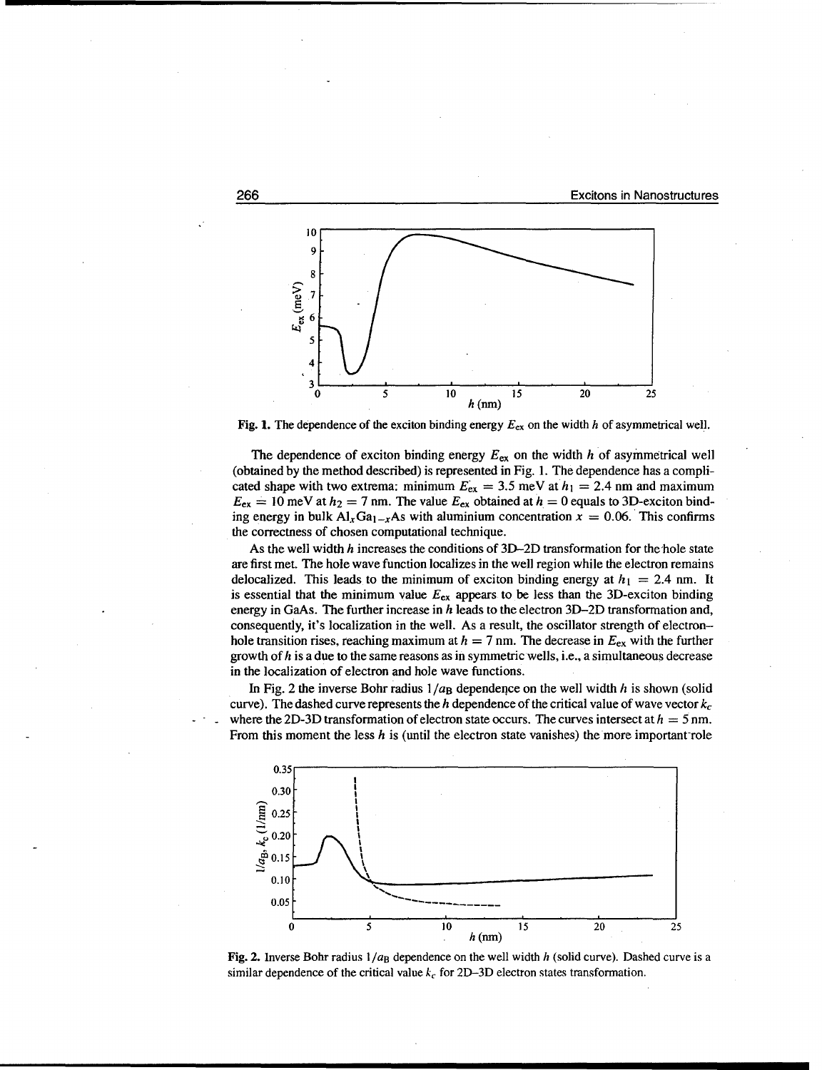Fig. 1. The dependence of the exciton binding energy $E_{ex}$ on the width $h$ of asymmetrical well.

The dependence of exciton binding energy $E_{ex}$ on the width $h$ of asymmetrical well (obtained by the method described) is represented in Fig. 1. The dependence has a complicated shape with two extrema: minimum $E_{ex} = 3.5$ meV at $h_1 = 2.4$ nm and maximum $E_{ex} = 10$ meV at $h_2 = 7$ nm. The value $E_{ex}$ obtained at $h = 0$ equals to 3D-exciton binding energy in bulk $Al_xGa_{1-x}As$ with aluminium concentration $x = 0.06$. This confirms the correctness of chosen computational technique.

As the well width $h$ increases the conditions of 3D–2D transformation for the hole state are first met. The hole wave function localizes in the well region while the electron remains delocalized. This leads to the minimum of exciton binding energy at $h_1 = 2.4$ nm. It is essential that the minimum value $E_{ex}$ appears to be less than the 3D-exciton binding energy in GaAs. The further increase in $h$ leads to the electron 3D–2D transformation and, consequently, it's localization in the well. As a result, the oscillator strength of electron–hole transition rises, reaching maximum at $h = 7$ nm. The decrease in $E_{ex}$ with the further growth of $h$ is a due to the same reasons as in symmetric wells, i.e., a simultaneous decrease in the localization of electron and hole wave functions.

In Fig. 2 the inverse Bohr radius $1/a_B$ dependence on the well width $h$ is shown (solid curve). The dashed curve represents the $h$ dependence of the critical value of wave vector $k_c$ where the 2D-3D transformation of electron state occurs. The curves intersect at $h = 5$ nm. From this moment the less $h$ is (until the electron state vanishes) the more important role

Fig. 2. Inverse Bohr radius $1/a_B$ dependence on the well width $h$ (solid curve). Dashed curve is a similar dependence of the critical value $k_c$ for 2D–3D electron states transformation.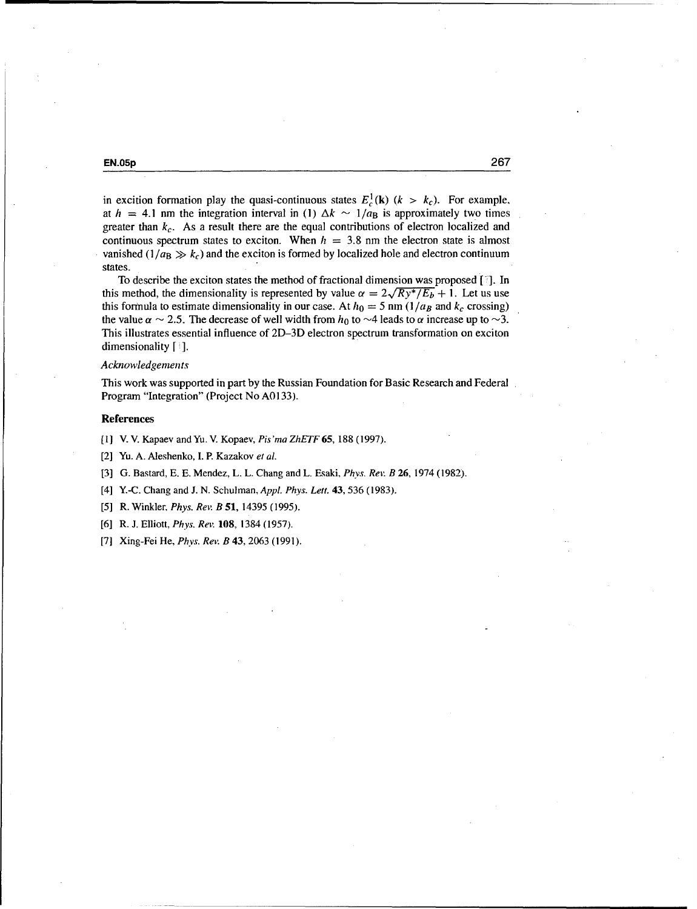in excition formation play the quasi-continuous states $E_c^1(\mathbf{k})$ ($k > k_c$). For example, at $h = 4.1$ nm the integration interval in (1) $\Delta k \sim 1/a_B$ is approximately two times greater than $k_c$. As a result there are the equal contributions of electron localized and continuous spectrum states to exciton. When $h = 3.8$ nm the electron state is almost vanished ($1/a_B \gg k_c$) and the exciton is formed by localized hole and electron continuum states.

To describe the exciton states the method of fractional dimension was proposed [7]. In this method, the dimensionality is represented by value $\alpha = 2\sqrt{Ry^*/E_b} + 1$. Let us use this formula to estimate dimensionality in our case. At $h_0 = 5$ nm ($1/a_B$ and $k_c$ crossing) the value $\alpha \sim 2.5$. The decrease of well width from $h_0$ to $\sim$4 leads to $\alpha$ increase up to $\sim$3. This illustrates essential influence of 2D–3D electron spectrum transformation on exciton dimensionality [1].

*Acknowledgements*

This work was supported in part by the Russian Foundation for Basic Research and Federal Program "Integration" (Project No A0133).

## References

[1] V. V. Kapaev and Yu. V. Kopaev, *Pis'ma ZhETF* **65**, 188 (1997).

[2] Yu. A. Aleshenko, I. P. Kazakov *et al.*

[3] G. Bastard, E. E. Mendez, L. L. Chang and L. Esaki, *Phys. Rev. B* **26**, 1974 (1982).

[4] Y.-C. Chang and J. N. Schulman, *Appl. Phys. Lett.* **43**, 536 (1983).

[5] R. Winkler, *Phys. Rev. B* **51**, 14395 (1995).

[6] R. J. Elliott, *Phys. Rev.* **108**, 1384 (1957).

[7] Xing-Fei He, *Phys. Rev. B* **43**, 2063 (1991).